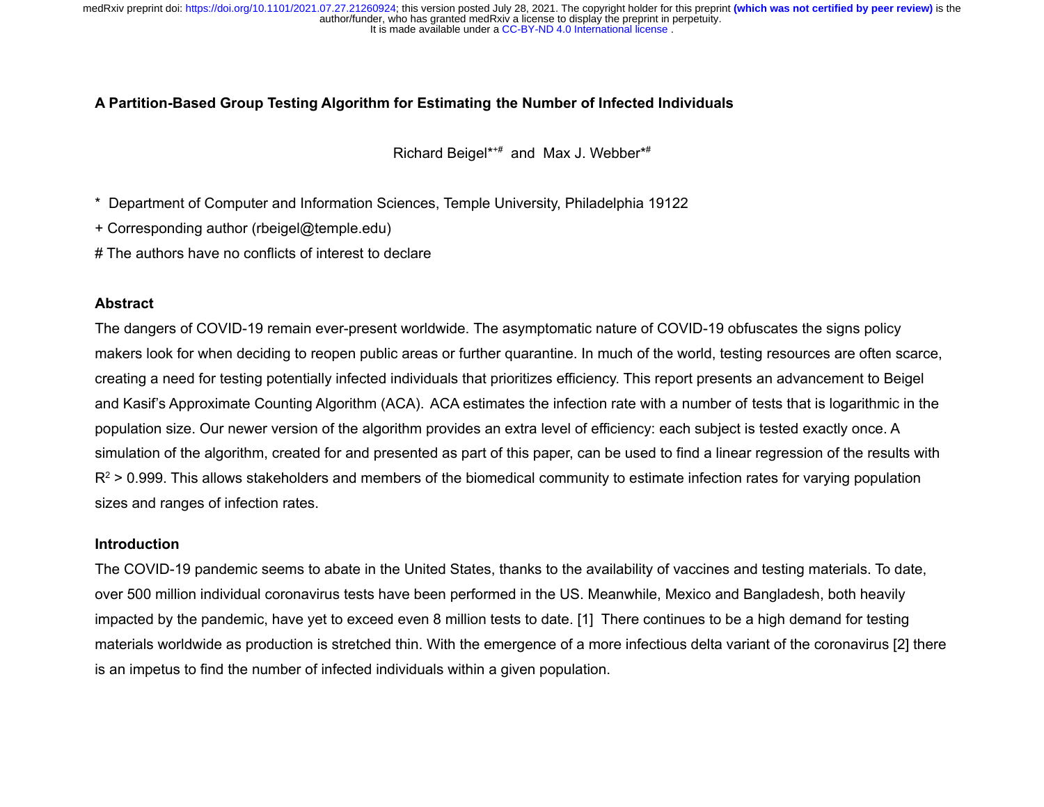# A Partition-Based Group Testing Algorithm for Estimating the Number of Infected Individuals

Richard Beigel[*+#] and Max J. Webber[*#]

[*] Department of Computer and Information Sciences, Temple University, Philadelphia 19122

[+] Corresponding author (rbeigel@temple.edu)

[#] The authors have no conflicts of interest to declare

## Abstract

The dangers of COVID-19 remain ever-present worldwide. The asymptomatic nature of COVID-19 obfuscates the signs policy makers look for when deciding to reopen public areas or further quarantine. In much of the world, testing resources are often scarce, creating a need for testing potentially infected individuals that prioritizes efficiency. This report presents an advancement to Beigel and Kasif's Approximate Counting Algorithm (ACA). ACA estimates the infection rate with a number of tests that is logarithmic in the population size. Our newer version of the algorithm provides an extra level of efficiency: each subject is tested exactly once. A simulation of the algorithm, created for and presented as part of this paper, can be used to find a linear regression of the results with $R^2 > 0.999$. This allows stakeholders and members of the biomedical community to estimate infection rates for varying population sizes and ranges of infection rates.

## Introduction

The COVID-19 pandemic seems to abate in the United States, thanks to the availability of vaccines and testing materials. To date, over 500 million individual coronavirus tests have been performed in the US. Meanwhile, Mexico and Bangladesh, both heavily impacted by the pandemic, have yet to exceed even 8 million tests to date. [1] There continues to be a high demand for testing materials worldwide as production is stretched thin. With the emergence of a more infectious delta variant of the coronavirus [2] there is an impetus to find the number of infected individuals within a given population.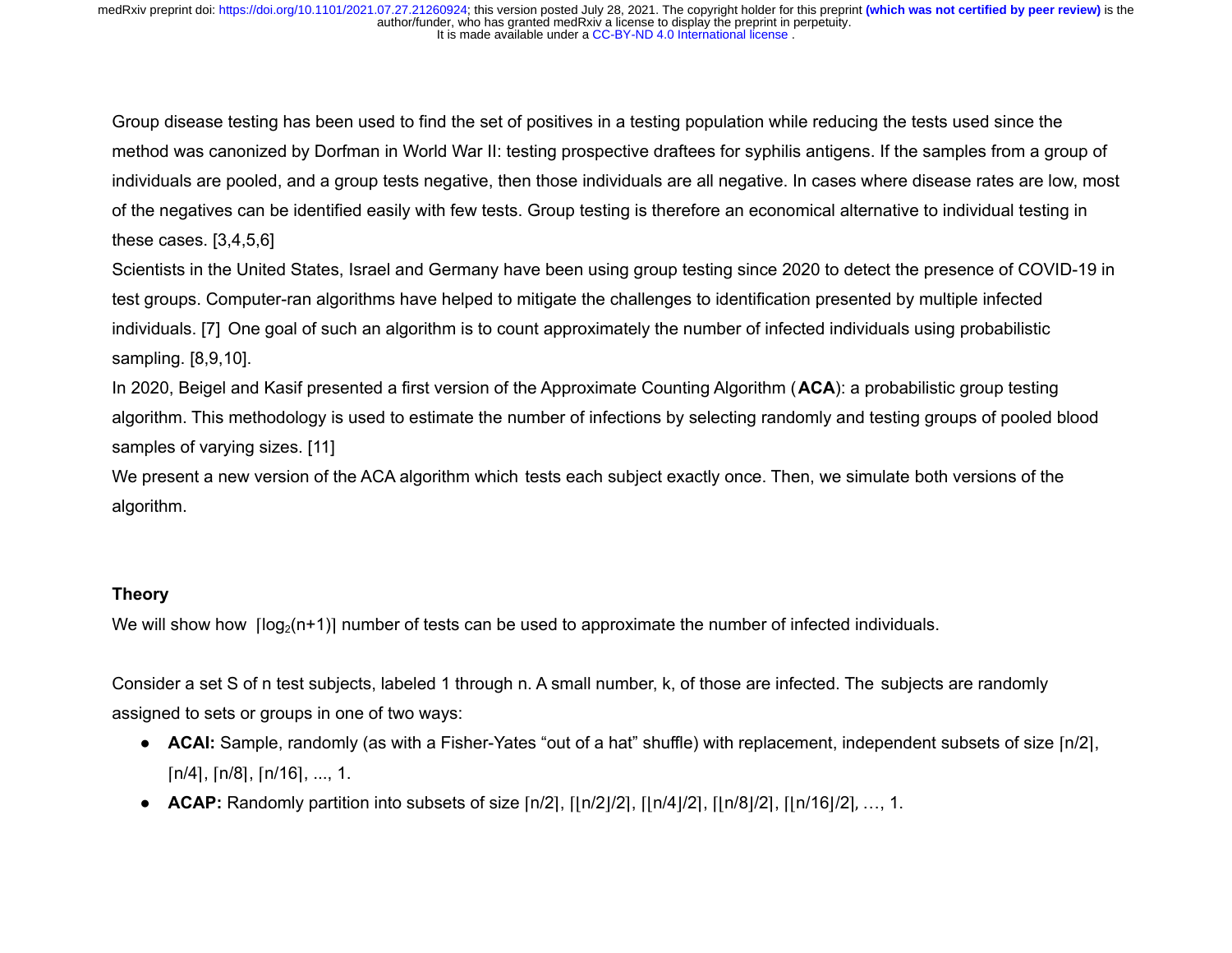Group disease testing has been used to find the set of positives in a testing population while reducing the tests used since the method was canonized by Dorfman in World War II: testing prospective draftees for syphilis antigens. If the samples from a group of individuals are pooled, and a group tests negative, then those individuals are all negative. In cases where disease rates are low, most of the negatives can be identified easily with few tests. Group testing is therefore an economical alternative to individual testing in these cases. [3,4,5,6]

Scientists in the United States, Israel and Germany have been using group testing since 2020 to detect the presence of COVID-19 in test groups. Computer-ran algorithms have helped to mitigate the challenges to identification presented by multiple infected individuals. [7] One goal of such an algorithm is to count approximately the number of infected individuals using probabilistic sampling. [8,9,10].

In 2020, Beigel and Kasif presented a first version of the Approximate Counting Algorithm (**ACA**): a probabilistic group testing algorithm. This methodology is used to estimate the number of infections by selecting randomly and testing groups of pooled blood samples of varying sizes. [11]

We present a new version of the ACA algorithm which tests each subject exactly once. Then, we simulate both versions of the algorithm.

**Theory**

We will show how $\lceil \log_2(n+1) \rceil$ number of tests can be used to approximate the number of infected individuals.

Consider a set S of n test subjects, labeled 1 through n. A small number, k, of those are infected. The subjects are randomly assigned to sets or groups in one of two ways:

- **ACAI:** Sample, randomly (as with a Fisher-Yates "out of a hat" shuffle) with replacement, independent subsets of size $\lceil n/2 \rceil$, $\lceil n/4 \rceil$, $\lceil n/8 \rceil$, $\lceil n/16 \rceil$, ..., 1.
- **ACAP:** Randomly partition into subsets of size $\lceil n/2 \rceil$, $\lceil \lfloor n/2 \rfloor /2 \rceil$, $\lceil \lfloor n/4 \rfloor /2 \rceil$, $\lceil \lfloor n/8 \rfloor /2 \rceil$, $\lceil \lfloor n/16 \rfloor /2 \rceil$, …, 1.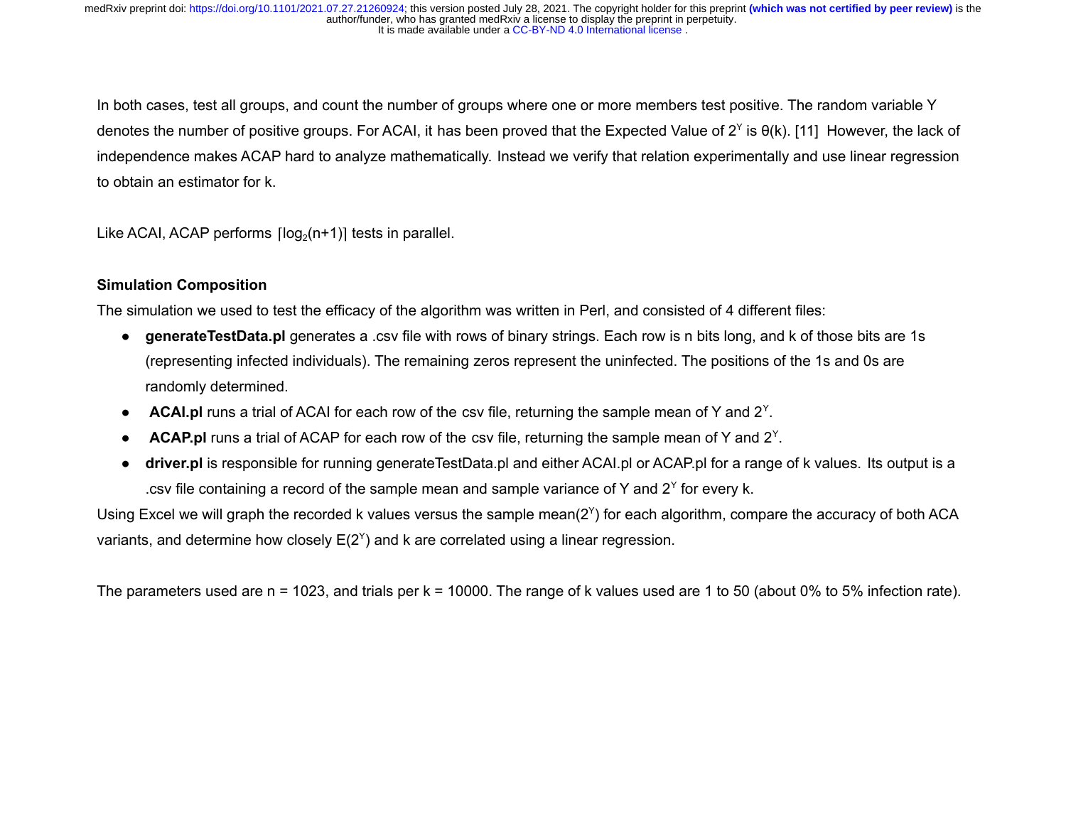In both cases, test all groups, and count the number of groups where one or more members test positive. The random variable Y denotes the number of positive groups. For ACAI, it has been proved that the Expected Value of $2^Y$ is θ(k). [11] However, the lack of independence makes ACAP hard to analyze mathematically. Instead we verify that relation experimentally and use linear regression to obtain an estimator for k.

Like ACAI, ACAP performs $\lceil \log_2(n+1) \rceil$ tests in parallel.

**Simulation Composition**

The simulation we used to test the efficacy of the algorithm was written in Perl, and consisted of 4 different files:

- **generateTestData.pl** generates a .csv file with rows of binary strings. Each row is n bits long, and k of those bits are 1s (representing infected individuals). The remaining zeros represent the uninfected. The positions of the 1s and 0s are randomly determined.
- **ACAI.pl** runs a trial of ACAI for each row of the csv file, returning the sample mean of Y and $2^Y$.
- **ACAP.pl** runs a trial of ACAP for each row of the csv file, returning the sample mean of Y and $2^Y$.
- **driver.pl** is responsible for running generateTestData.pl and either ACAI.pl or ACAP.pl for a range of k values. Its output is a .csv file containing a record of the sample mean and sample variance of Y and $2^Y$ for every k.

Using Excel we will graph the recorded k values versus the sample mean($2^Y$) for each algorithm, compare the accuracy of both ACA variants, and determine how closely E($2^Y$) and k are correlated using a linear regression.

The parameters used are n = 1023, and trials per k = 10000. The range of k values used are 1 to 50 (about 0% to 5% infection rate).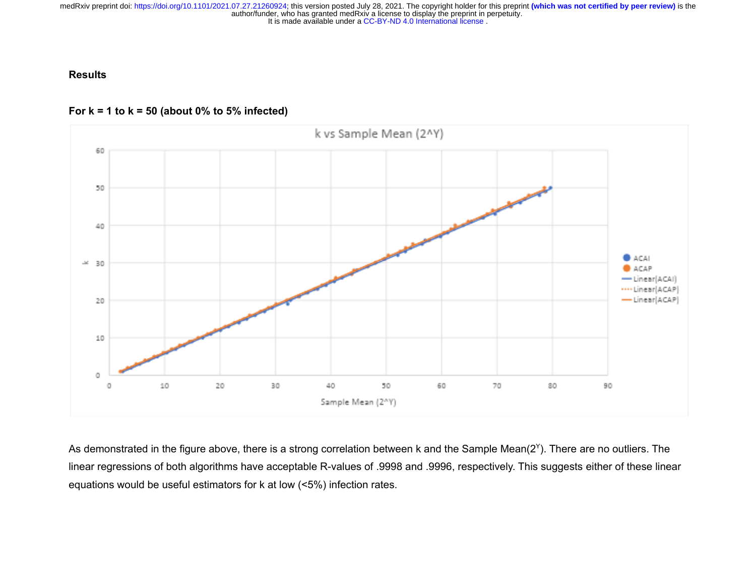**Results**

**For k = 1 to k = 50 (about 0% to 5% infected)**

As demonstrated in the figure above, there is a strong correlation between k and the Sample Mean($2^Y$). There are no outliers. The linear regressions of both algorithms have acceptable R-values of .9998 and .9996, respectively. This suggests either of these linear equations would be useful estimators for k at low (<5%) infection rates.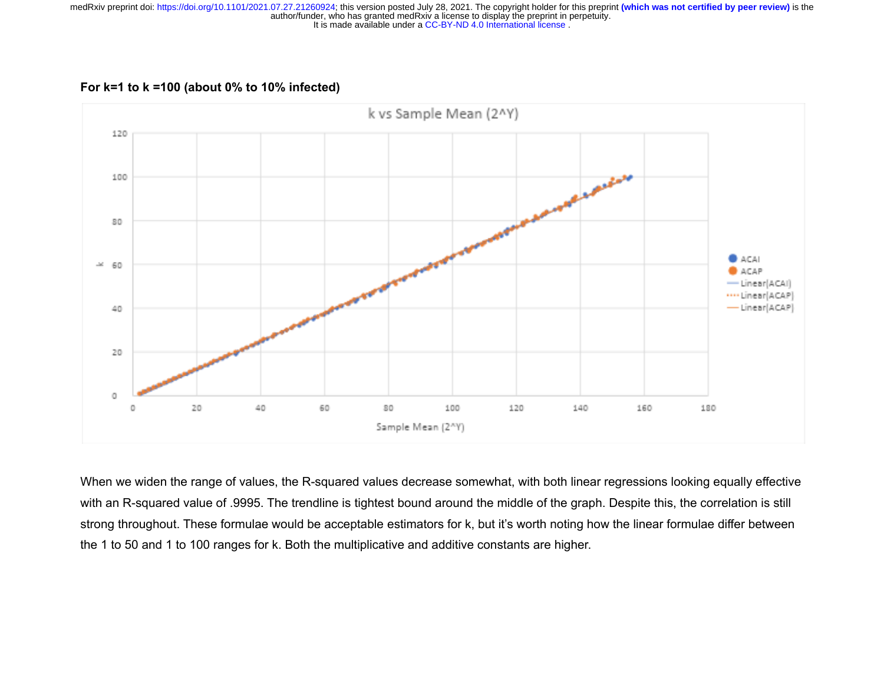**For k=1 to k =100 (about 0% to 10% infected)**

When we widen the range of values, the R-squared values decrease somewhat, with both linear regressions looking equally effective with an R-squared value of .9995. The trendline is tightest bound around the middle of the graph. Despite this, the correlation is still strong throughout. These formulae would be acceptable estimators for k, but it's worth noting how the linear formulae differ between the 1 to 50 and 1 to 100 ranges for k. Both the multiplicative and additive constants are higher.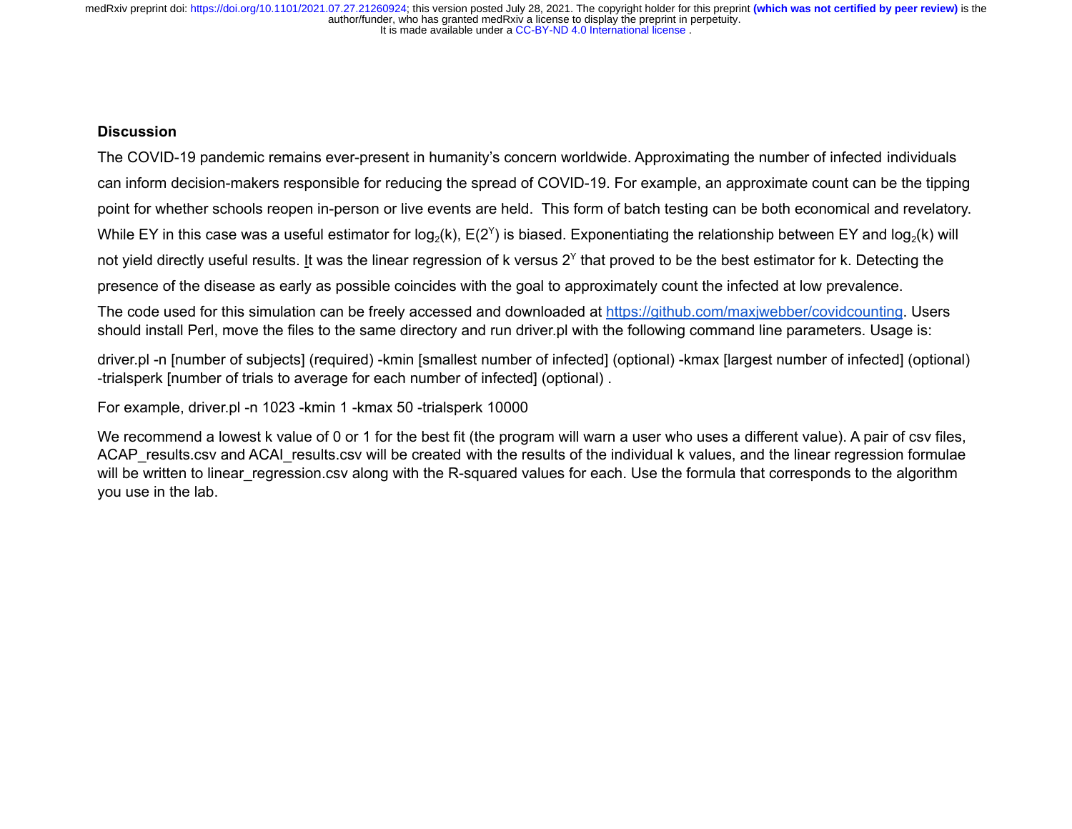## Discussion

The COVID-19 pandemic remains ever-present in humanity's concern worldwide. Approximating the number of infected individuals can inform decision-makers responsible for reducing the spread of COVID-19. For example, an approximate count can be the tipping point for whether schools reopen in-person or live events are held. This form of batch testing can be both economical and revelatory. While EY in this case was a useful estimator for $\log_2(k)$, $E(2^Y)$ is biased. Exponentiating the relationship between EY and $\log_2(k)$ will not yield directly useful results. It was the linear regression of k versus $2^Y$ that proved to be the best estimator for k. Detecting the presence of the disease as early as possible coincides with the goal to approximately count the infected at low prevalence.

The code used for this simulation can be freely accessed and downloaded at https://github.com/maxjwebber/covidcounting. Users should install Perl, move the files to the same directory and run driver.pl with the following command line parameters. Usage is:

driver.pl -n [number of subjects] (required) -kmin [smallest number of infected] (optional) -kmax [largest number of infected] (optional) -trialsperk [number of trials to average for each number of infected] (optional) .

For example, driver.pl -n 1023 -kmin 1 -kmax 50 -trialsperk 10000

We recommend a lowest k value of 0 or 1 for the best fit (the program will warn a user who uses a different value). A pair of csv files, ACAP_results.csv and ACAI_results.csv will be created with the results of the individual k values, and the linear regression formulae will be written to linear_regression.csv along with the R-squared values for each. Use the formula that corresponds to the algorithm you use in the lab.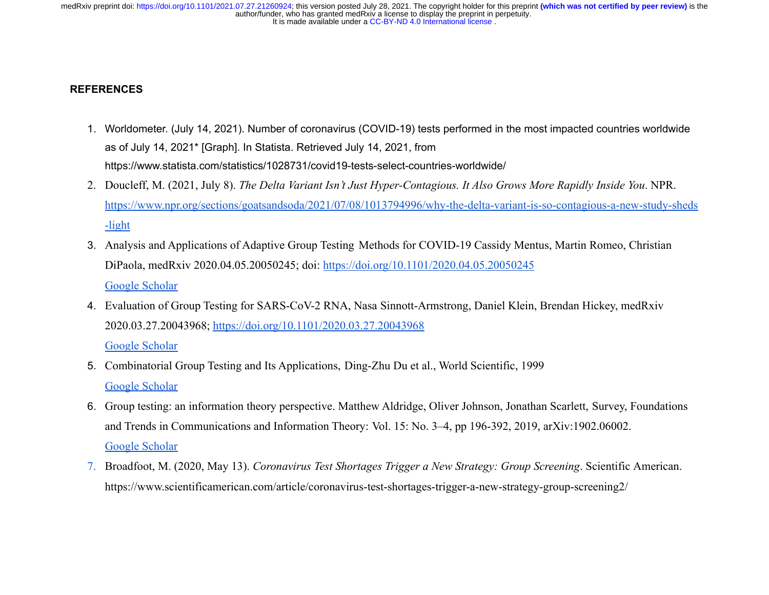## REFERENCES

1. Worldometer. (July 14, 2021). Number of coronavirus (COVID-19) tests performed in the most impacted countries worldwide as of July 14, 2021* [Graph]. In Statista. Retrieved July 14, 2021, from https://www.statista.com/statistics/1028731/covid19-tests-select-countries-worldwide/
2. Doucleff, M. (2021, July 8). *The Delta Variant Isn't Just Hyper-Contagious. It Also Grows More Rapidly Inside You*. NPR. https://www.npr.org/sections/goatsandsoda/2021/07/08/1013794996/why-the-delta-variant-is-so-contagious-a-new-study-sheds-light
3. Analysis and Applications of Adaptive Group Testing Methods for COVID-19 Cassidy Mentus, Martin Romeo, Christian DiPaola, medRxiv 2020.04.05.20050245; doi: https://doi.org/10.1101/2020.04.05.20050245 Google Scholar
4. Evaluation of Group Testing for SARS-CoV-2 RNA, Nasa Sinnott-Armstrong, Daniel Klein, Brendan Hickey, medRxiv 2020.03.27.20043968; https://doi.org/10.1101/2020.03.27.20043968 Google Scholar
5. Combinatorial Group Testing and Its Applications, Ding-Zhu Du et al., World Scientific, 1999 Google Scholar
6. Group testing: an information theory perspective. Matthew Aldridge, Oliver Johnson, Jonathan Scarlett, Survey, Foundations and Trends in Communications and Information Theory: Vol. 15: No. 3–4, pp 196-392, 2019, arXiv:1902.06002. Google Scholar
7. Broadfoot, M. (2020, May 13). *Coronavirus Test Shortages Trigger a New Strategy: Group Screening*. Scientific American. https://www.scientificamerican.com/article/coronavirus-test-shortages-trigger-a-new-strategy-group-screening2/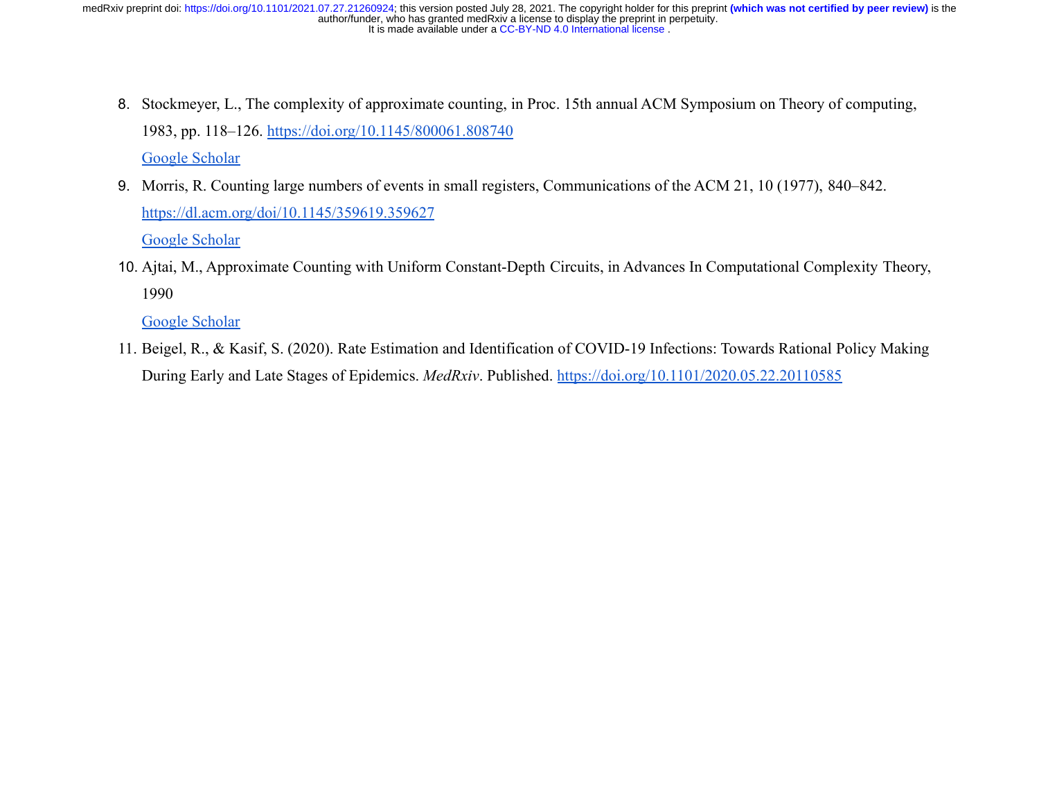8. Stockmeyer, L., The complexity of approximate counting, in Proc. 15th annual ACM Symposium on Theory of computing, 1983, pp. 118–126. https://doi.org/10.1145/800061.808740
   Google Scholar
9. Morris, R. Counting large numbers of events in small registers, Communications of the ACM 21, 10 (1977), 840–842. https://dl.acm.org/doi/10.1145/359619.359627
   Google Scholar
10. Ajtai, M., Approximate Counting with Uniform Constant-Depth Circuits, in Advances In Computational Complexity Theory, 1990
    Google Scholar
11. Beigel, R., & Kasif, S. (2020). Rate Estimation and Identification of COVID-19 Infections: Towards Rational Policy Making During Early and Late Stages of Epidemics. *MedRxiv*. Published. https://doi.org/10.1101/2020.05.22.20110585